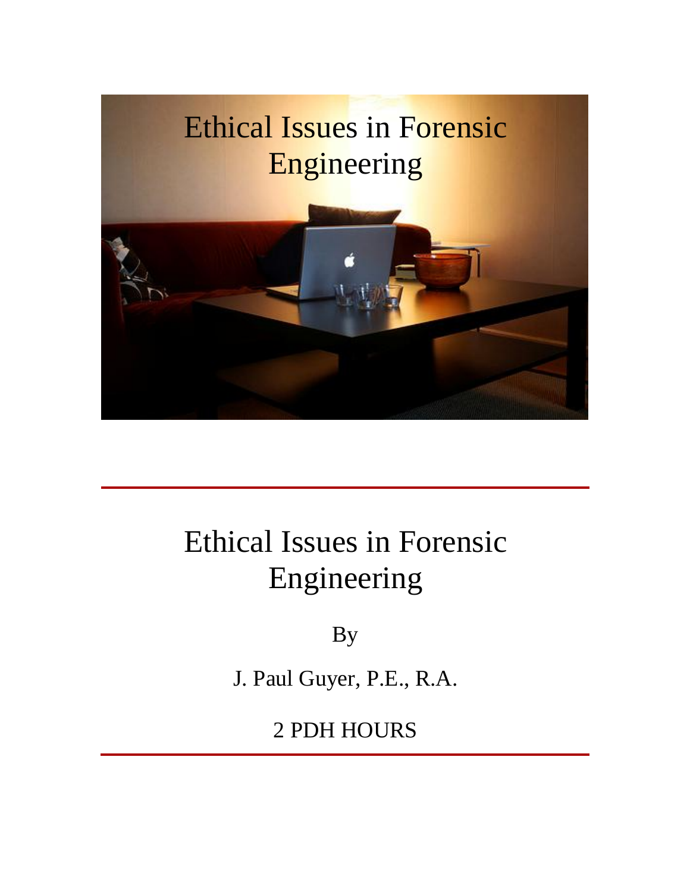# Ethical Issues in Forensic Engineering

By

J. Paul Guyer, P.E., R.A.

2 PDH HOURS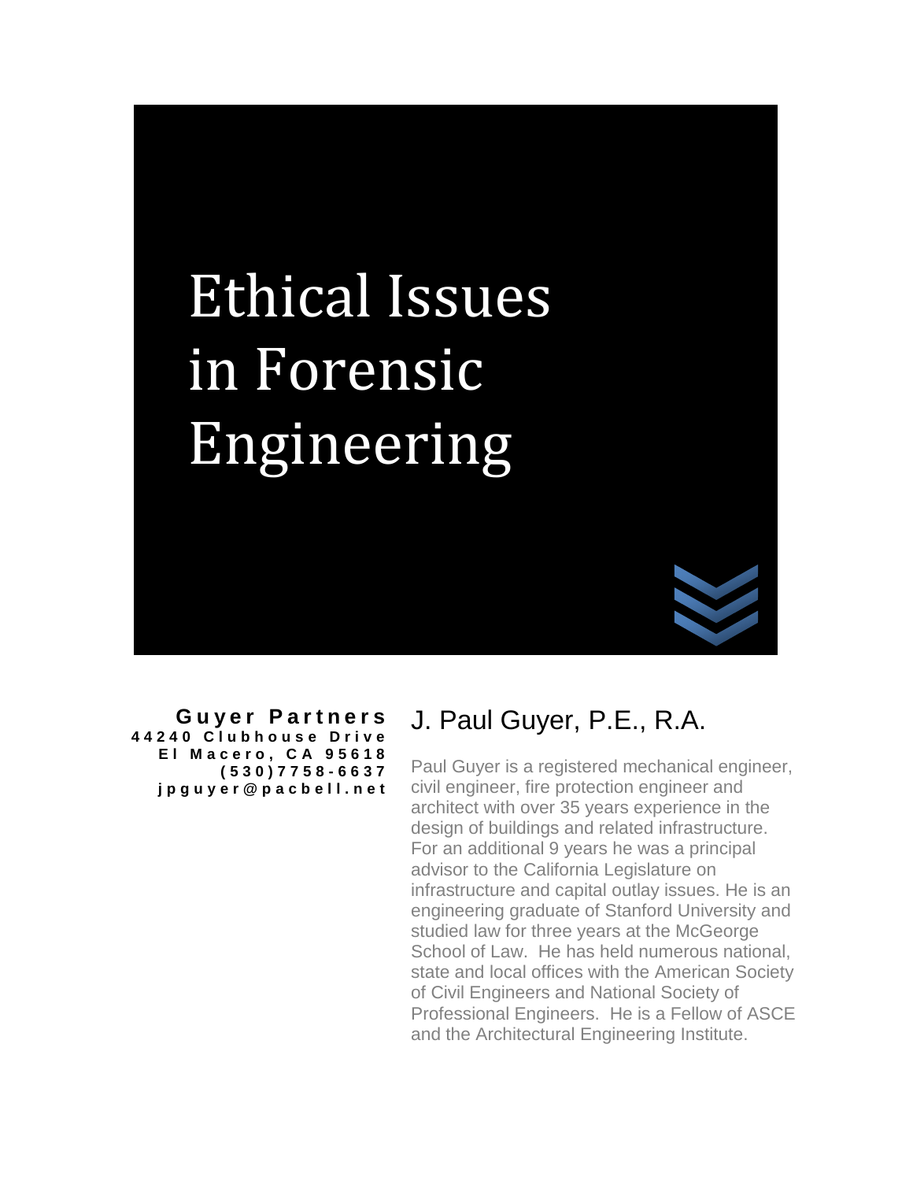# Ethical Issues in Forensic Engineering

**Guyer Partners**
**44240 Clubhouse Drive**
**El Macero, CA 95618**
**(530)7758-6637**
**jpguyer@pacbell.net**

## J. Paul Guyer, P.E., R.A.

Paul Guyer is a registered mechanical engineer, civil engineer, fire protection engineer and architect with over 35 years experience in the design of buildings and related infrastructure. For an additional 9 years he was a principal advisor to the California Legislature on infrastructure and capital outlay issues. He is an engineering graduate of Stanford University and studied law for three years at the McGeorge School of Law. He has held numerous national, state and local offices with the American Society of Civil Engineers and National Society of Professional Engineers. He is a Fellow of ASCE and the Architectural Engineering Institute.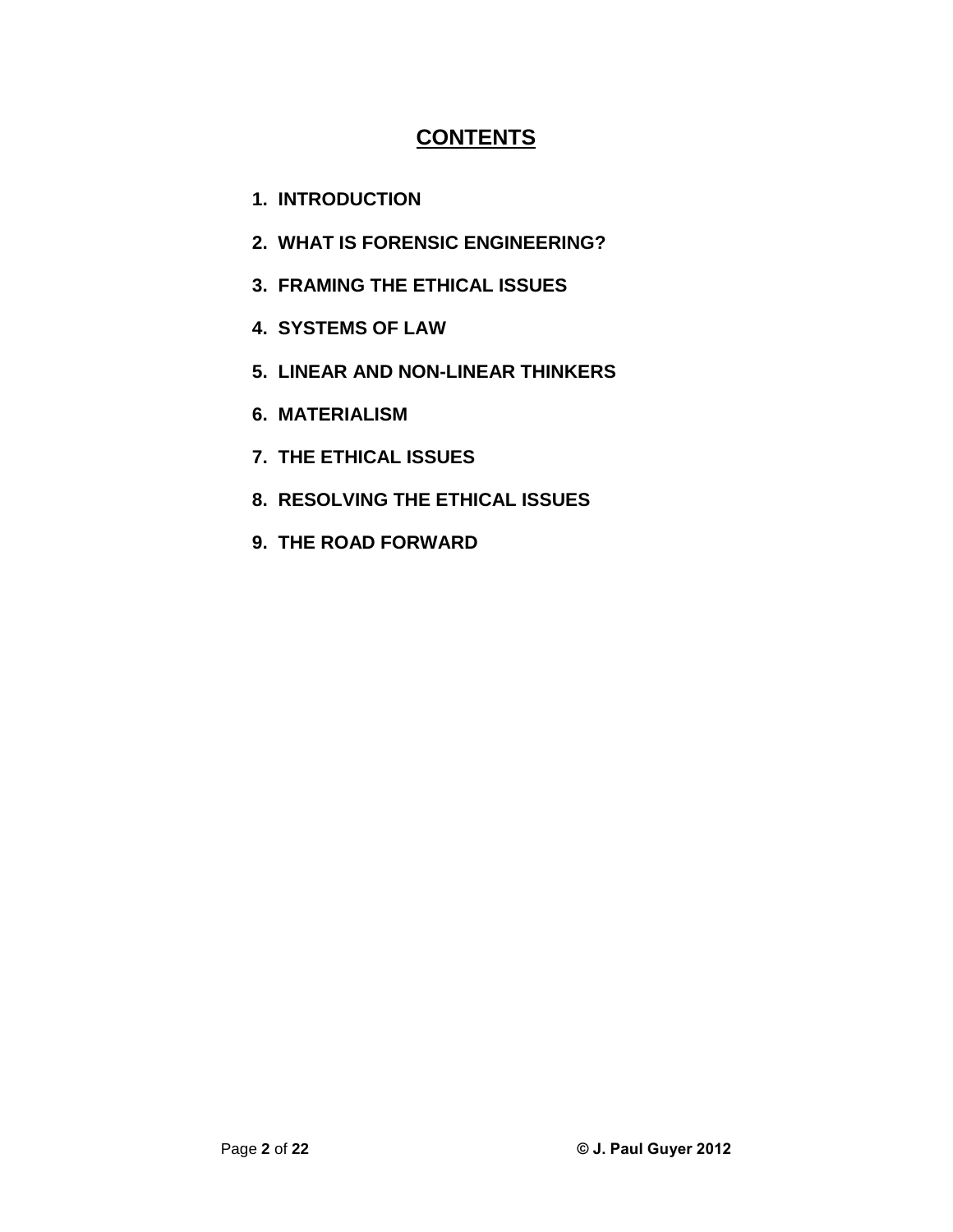# CONTENTS

1. INTRODUCTION
2. WHAT IS FORENSIC ENGINEERING?
3. FRAMING THE ETHICAL ISSUES
4. SYSTEMS OF LAW
5. LINEAR AND NON-LINEAR THINKERS
6. MATERIALISM
7. THE ETHICAL ISSUES
8. RESOLVING THE ETHICAL ISSUES
9. THE ROAD FORWARD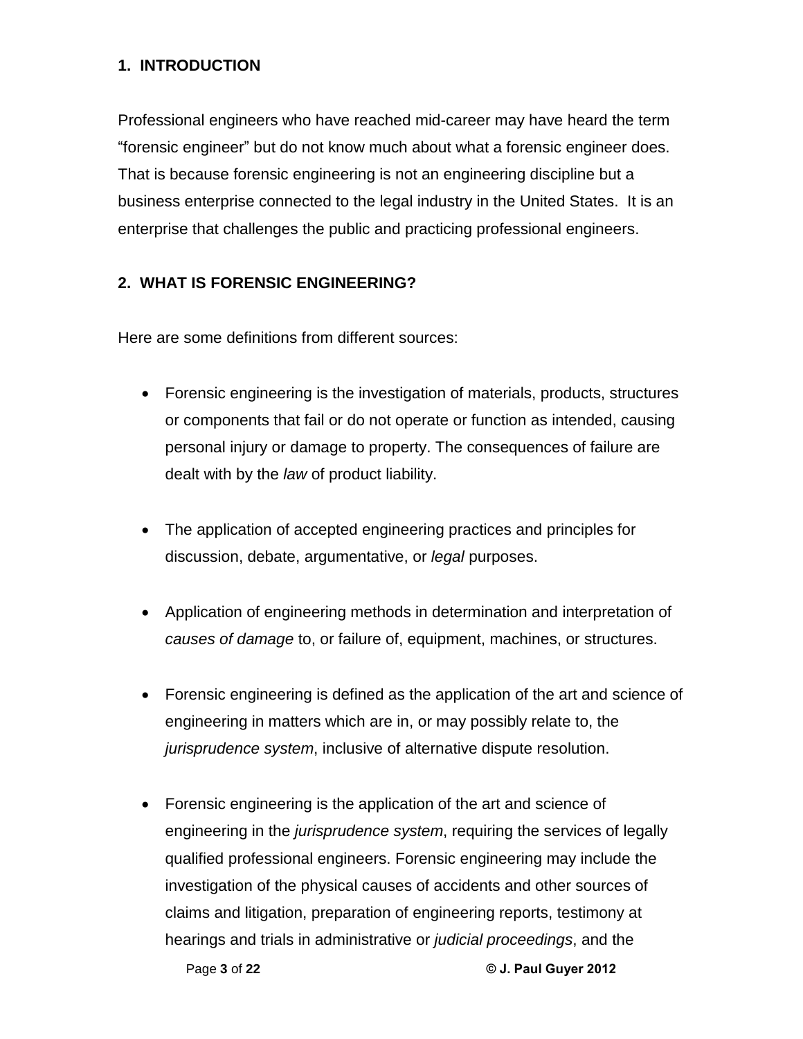## 1. INTRODUCTION

Professional engineers who have reached mid-career may have heard the term "forensic engineer" but do not know much about what a forensic engineer does. That is because forensic engineering is not an engineering discipline but a business enterprise connected to the legal industry in the United States. It is an enterprise that challenges the public and practicing professional engineers.

## 2. WHAT IS FORENSIC ENGINEERING?

Here are some definitions from different sources:

- Forensic engineering is the investigation of materials, products, structures or components that fail or do not operate or function as intended, causing personal injury or damage to property. The consequences of failure are dealt with by the *law* of product liability.

- The application of accepted engineering practices and principles for discussion, debate, argumentative, or *legal* purposes.

- Application of engineering methods in determination and interpretation of *causes of damage* to, or failure of, equipment, machines, or structures.

- Forensic engineering is defined as the application of the art and science of engineering in matters which are in, or may possibly relate to, the *jurisprudence system*, inclusive of alternative dispute resolution.

- Forensic engineering is the application of the art and science of engineering in the *jurisprudence system*, requiring the services of legally qualified professional engineers. Forensic engineering may include the investigation of the physical causes of accidents and other sources of claims and litigation, preparation of engineering reports, testimony at hearings and trials in administrative or *judicial proceedings*, and the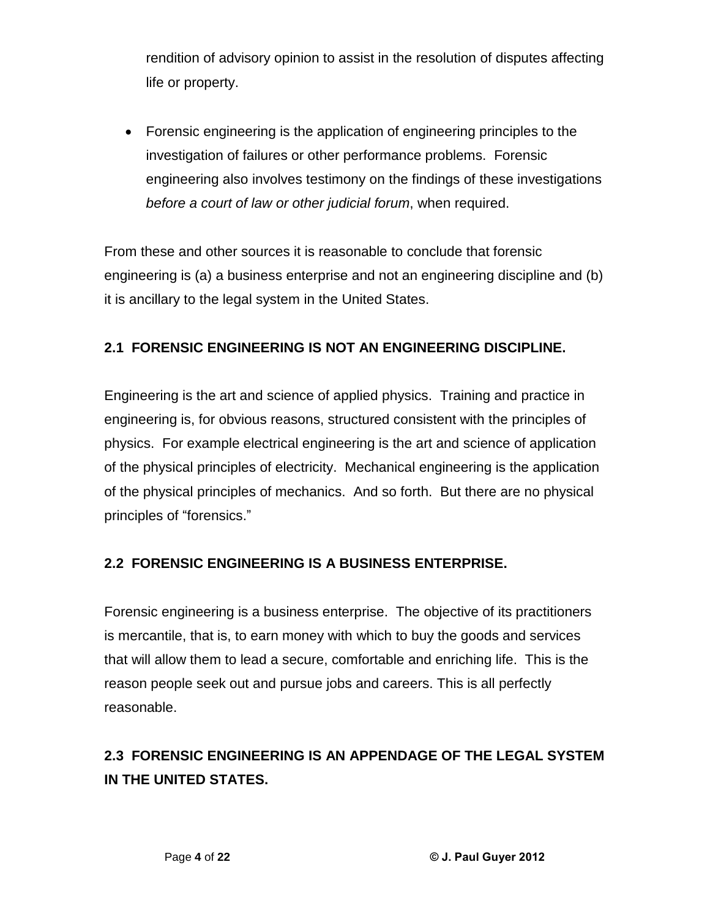rendition of advisory opinion to assist in the resolution of disputes affecting life or property.

- Forensic engineering is the application of engineering principles to the investigation of failures or other performance problems. Forensic engineering also involves testimony on the findings of these investigations *before a court of law or other judicial forum*, when required.

From these and other sources it is reasonable to conclude that forensic engineering is (a) a business enterprise and not an engineering discipline and (b) it is ancillary to the legal system in the United States.

## 2.1 FORENSIC ENGINEERING IS NOT AN ENGINEERING DISCIPLINE.

Engineering is the art and science of applied physics. Training and practice in engineering is, for obvious reasons, structured consistent with the principles of physics. For example electrical engineering is the art and science of application of the physical principles of electricity. Mechanical engineering is the application of the physical principles of mechanics. And so forth. But there are no physical principles of "forensics."

## 2.2 FORENSIC ENGINEERING IS A BUSINESS ENTERPRISE.

Forensic engineering is a business enterprise. The objective of its practitioners is mercantile, that is, to earn money with which to buy the goods and services that will allow them to lead a secure, comfortable and enriching life. This is the reason people seek out and pursue jobs and careers. This is all perfectly reasonable.

## 2.3 FORENSIC ENGINEERING IS AN APPENDAGE OF THE LEGAL SYSTEM IN THE UNITED STATES.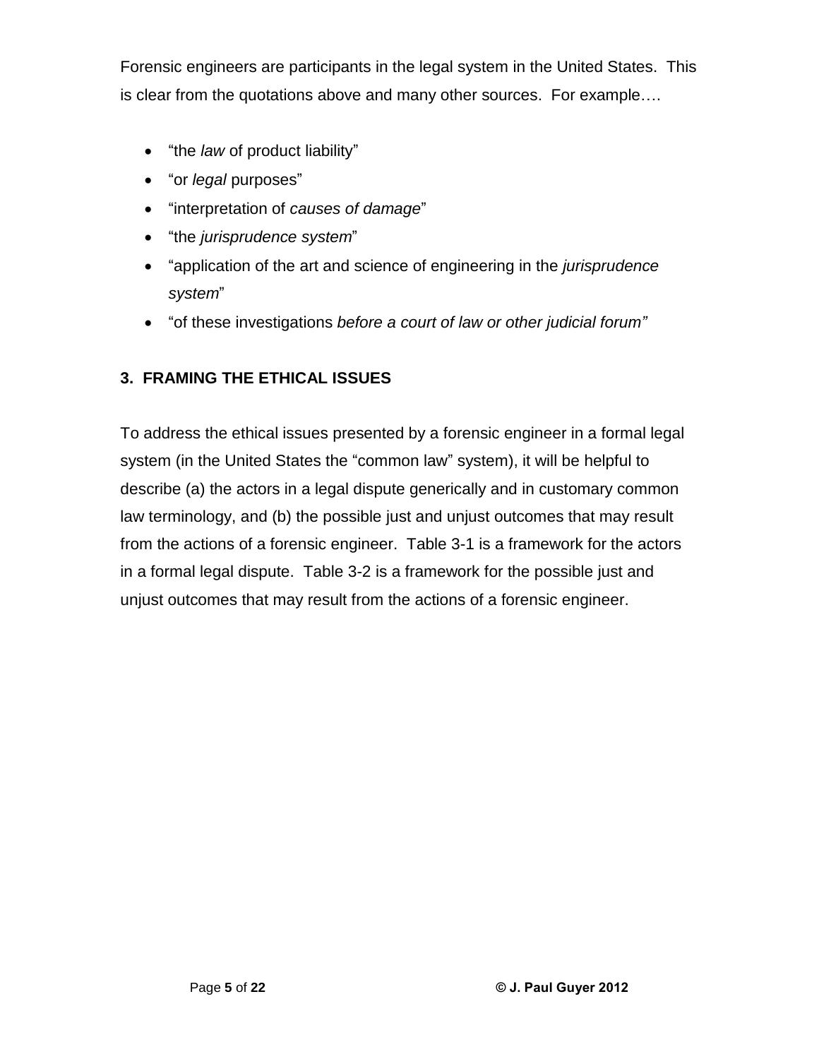Forensic engineers are participants in the legal system in the United States. This is clear from the quotations above and many other sources. For example….

- "the *law* of product liability"
- "or *legal* purposes"
- "interpretation of *causes of damage*"
- "the *jurisprudence system*"
- "application of the art and science of engineering in the *jurisprudence system*"
- "of these investigations *before a court of law or other judicial forum"*

## 3. FRAMING THE ETHICAL ISSUES

To address the ethical issues presented by a forensic engineer in a formal legal system (in the United States the "common law" system), it will be helpful to describe (a) the actors in a legal dispute generically and in customary common law terminology, and (b) the possible just and unjust outcomes that may result from the actions of a forensic engineer. Table 3-1 is a framework for the actors in a formal legal dispute. Table 3-2 is a framework for the possible just and unjust outcomes that may result from the actions of a forensic engineer.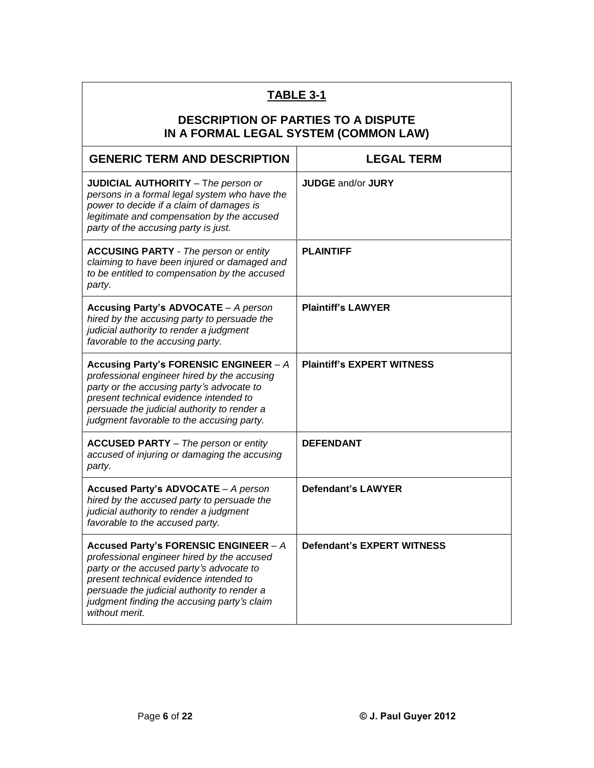**TABLE 3-1**

**DESCRIPTION OF PARTIES TO A DISPUTE IN A FORMAL LEGAL SYSTEM (COMMON LAW)**

| GENERIC TERM AND DESCRIPTION | LEGAL TERM |
|---|---|
| **JUDICIAL AUTHORITY** – T*he person or persons in a formal legal system who have the power to decide if a claim of damages is legitimate and compensation by the accused party of the accusing party is just.* | **JUDGE** and/or **JURY** |
| **ACCUSING PARTY** - *The person or entity claiming to have been injured or damaged and to be entitled to compensation by the accused party.* | **PLAINTIFF** |
| **Accusing Party's ADVOCATE** – *A person hired by the accusing party to persuade the judicial authority to render a judgment favorable to the accusing party.* | **Plaintiff's LAWYER** |
| **Accusing Party's FORENSIC ENGINEER** – *A professional engineer hired by the accusing party or the accusing party's advocate to present technical evidence intended to persuade the judicial authority to render a judgment favorable to the accusing party.* | **Plaintiff's EXPERT WITNESS** |
| **ACCUSED PARTY** – *The person or entity accused of injuring or damaging the accusing party.* | **DEFENDANT** |
| **Accused Party's ADVOCATE** – *A person hired by the accused party to persuade the judicial authority to render a judgment favorable to the accused party.* | **Defendant's LAWYER** |
| **Accused Party's FORENSIC ENGINEER** – *A professional engineer hired by the accused party or the accused party's advocate to present technical evidence intended to persuade the judicial authority to render a judgment finding the accusing party's claim without merit.* | **Defendant's EXPERT WITNESS** |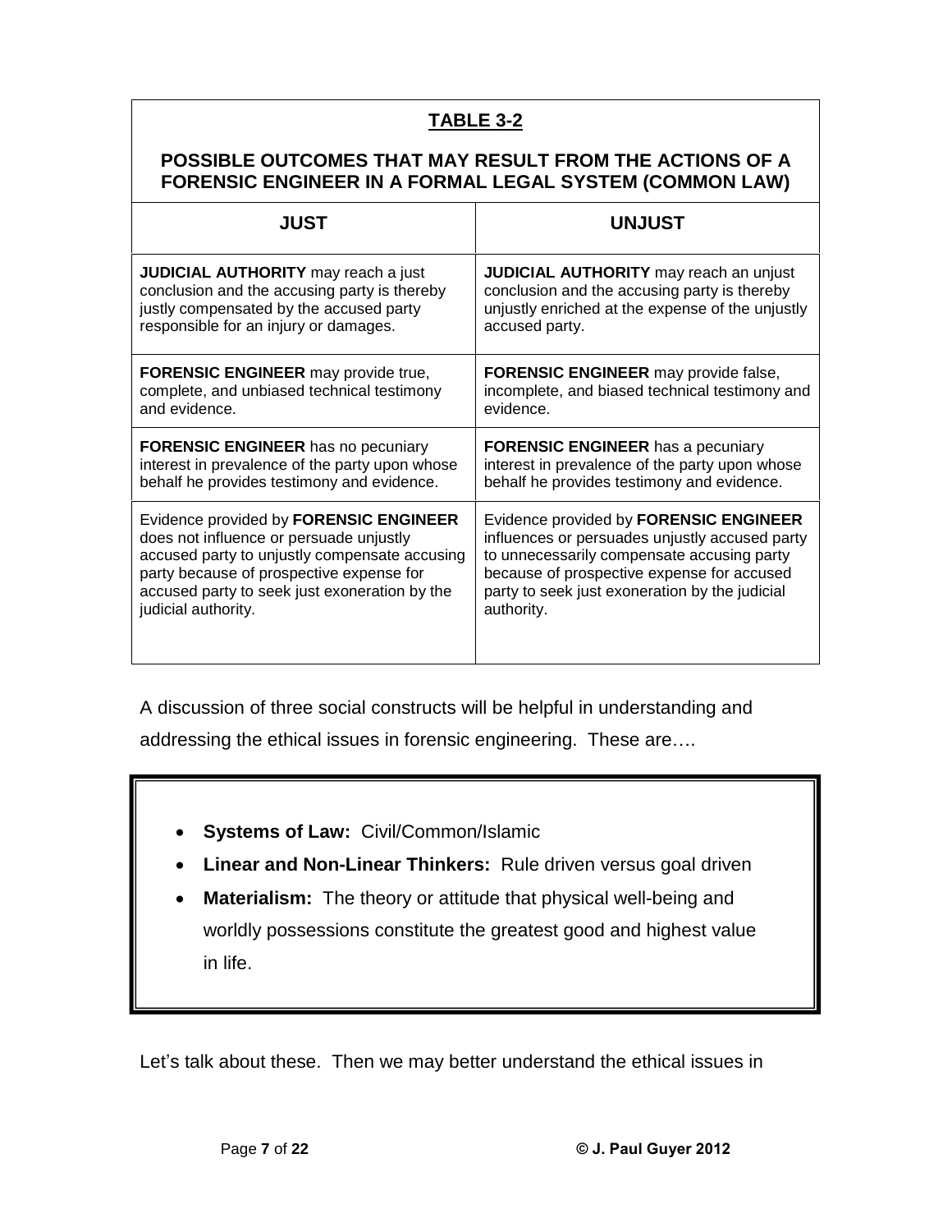**TABLE 3-2**

**POSSIBLE OUTCOMES THAT MAY RESULT FROM THE ACTIONS OF A FORENSIC ENGINEER IN A FORMAL LEGAL SYSTEM (COMMON LAW)**

| JUST | UNJUST |
|---|---|
| **JUDICIAL AUTHORITY** may reach a just conclusion and the accusing party is thereby justly compensated by the accused party responsible for an injury or damages. | **JUDICIAL AUTHORITY** may reach an unjust conclusion and the accusing party is thereby unjustly enriched at the expense of the unjustly accused party. |
| **FORENSIC ENGINEER** may provide true, complete, and unbiased technical testimony and evidence. | **FORENSIC ENGINEER** may provide false, incomplete, and biased technical testimony and evidence. |
| **FORENSIC ENGINEER** has no pecuniary interest in prevalence of the party upon whose behalf he provides testimony and evidence. | **FORENSIC ENGINEER** has a pecuniary interest in prevalence of the party upon whose behalf he provides testimony and evidence. |
| Evidence provided by **FORENSIC ENGINEER** does not influence or persuade unjustly accused party to unjustly compensate accusing party because of prospective expense for accused party to seek just exoneration by the judicial authority. | Evidence provided by **FORENSIC ENGINEER** influences or persuades unjustly accused party to unnecessarily compensate accusing party because of prospective expense for accused party to seek just exoneration by the judicial authority. |

A discussion of three social constructs will be helpful in understanding and addressing the ethical issues in forensic engineering. These are….

- **Systems of Law:** Civil/Common/Islamic
- **Linear and Non-Linear Thinkers:** Rule driven versus goal driven
- **Materialism:** The theory or attitude that physical well-being and worldly possessions constitute the greatest good and highest value in life.

Let's talk about these. Then we may better understand the ethical issues in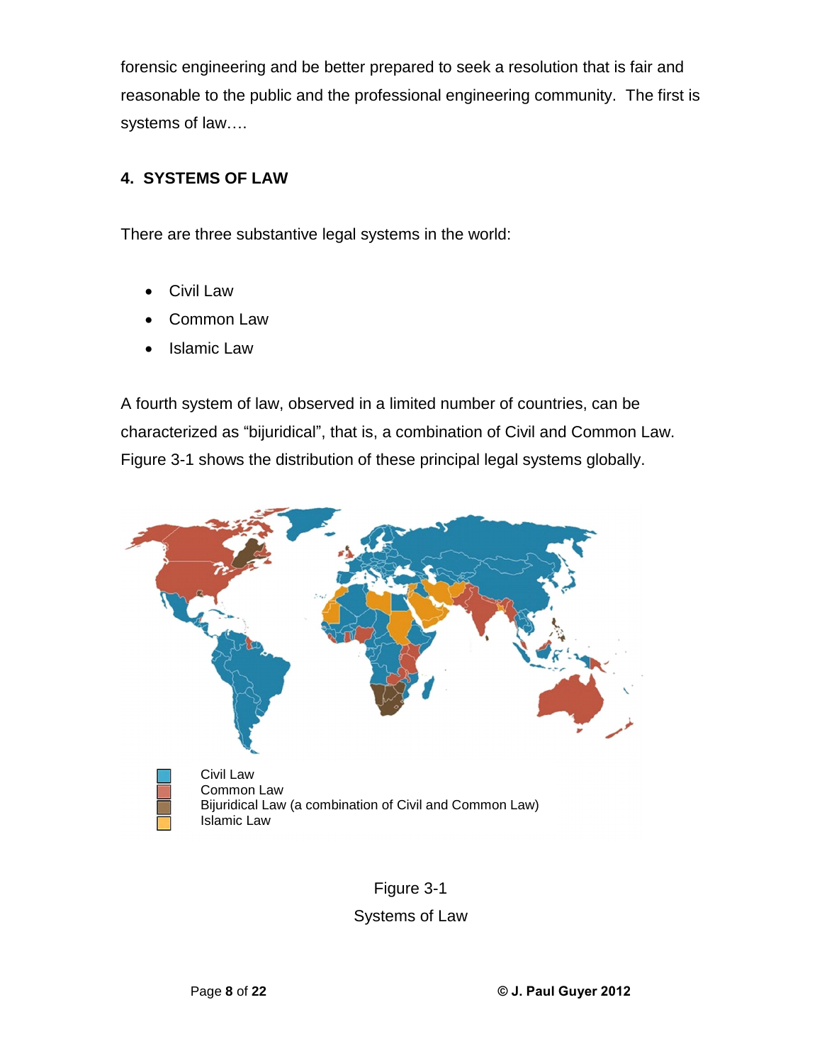forensic engineering and be better prepared to seek a resolution that is fair and reasonable to the public and the professional engineering community. The first is systems of law….

## 4. SYSTEMS OF LAW

There are three substantive legal systems in the world:

- Civil Law
- Common Law
- Islamic Law

A fourth system of law, observed in a limited number of countries, can be characterized as "bijuridical", that is, a combination of Civil and Common Law. Figure 3-1 shows the distribution of these principal legal systems globally.

Civil Law
Common Law
Bijuridical Law (a combination of Civil and Common Law)
Islamic Law

Figure 3-1
Systems of Law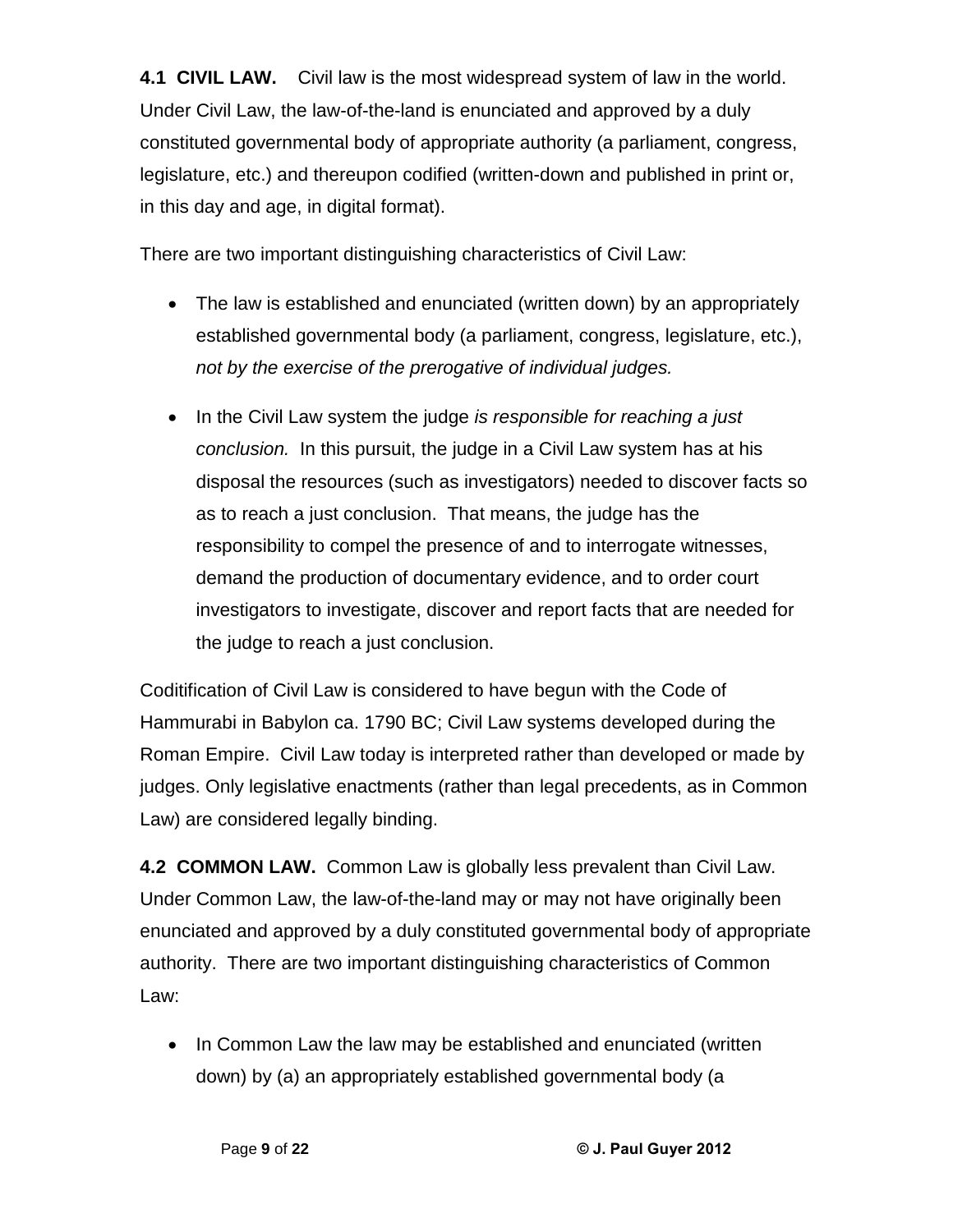**4.1 CIVIL LAW.** Civil law is the most widespread system of law in the world. Under Civil Law, the law-of-the-land is enunciated and approved by a duly constituted governmental body of appropriate authority (a parliament, congress, legislature, etc.) and thereupon codified (written-down and published in print or, in this day and age, in digital format).

There are two important distinguishing characteristics of Civil Law:

- The law is established and enunciated (written down) by an appropriately established governmental body (a parliament, congress, legislature, etc.), *not by the exercise of the prerogative of individual judges.*
- In the Civil Law system the judge *is responsible for reaching a just conclusion.* In this pursuit, the judge in a Civil Law system has at his disposal the resources (such as investigators) needed to discover facts so as to reach a just conclusion. That means, the judge has the responsibility to compel the presence of and to interrogate witnesses, demand the production of documentary evidence, and to order court investigators to investigate, discover and report facts that are needed for the judge to reach a just conclusion.

Coditification of Civil Law is considered to have begun with the Code of Hammurabi in Babylon ca. 1790 BC; Civil Law systems developed during the Roman Empire. Civil Law today is interpreted rather than developed or made by judges. Only legislative enactments (rather than legal precedents, as in Common Law) are considered legally binding.

**4.2 COMMON LAW.** Common Law is globally less prevalent than Civil Law. Under Common Law, the law-of-the-land may or may not have originally been enunciated and approved by a duly constituted governmental body of appropriate authority. There are two important distinguishing characteristics of Common Law:

- In Common Law the law may be established and enunciated (written down) by (a) an appropriately established governmental body (a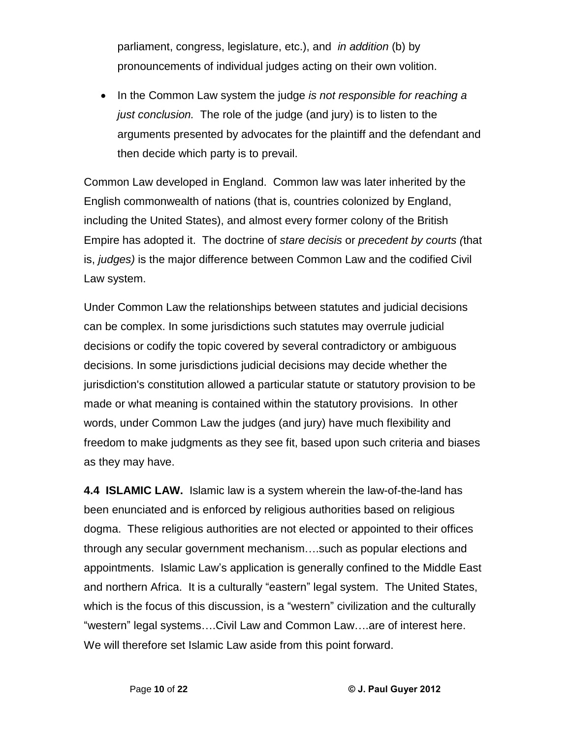parliament, congress, legislature, etc.), and *in addition* (b) by pronouncements of individual judges acting on their own volition.

- In the Common Law system the judge *is not responsible for reaching a just conclusion.* The role of the judge (and jury) is to listen to the arguments presented by advocates for the plaintiff and the defendant and then decide which party is to prevail.

Common Law developed in England. Common law was later inherited by the English commonwealth of nations (that is, countries colonized by England, including the United States), and almost every former colony of the British Empire has adopted it. The doctrine of *stare decisis* or *precedent by courts (*that is, *judges)* is the major difference between Common Law and the codified Civil Law system.

Under Common Law the relationships between statutes and judicial decisions can be complex. In some jurisdictions such statutes may overrule judicial decisions or codify the topic covered by several contradictory or ambiguous decisions. In some jurisdictions judicial decisions may decide whether the jurisdiction's constitution allowed a particular statute or statutory provision to be made or what meaning is contained within the statutory provisions. In other words, under Common Law the judges (and jury) have much flexibility and freedom to make judgments as they see fit, based upon such criteria and biases as they may have.

**4.4 ISLAMIC LAW.** Islamic law is a system wherein the law-of-the-land has been enunciated and is enforced by religious authorities based on religious dogma. These religious authorities are not elected or appointed to their offices through any secular government mechanism….such as popular elections and appointments. Islamic Law's application is generally confined to the Middle East and northern Africa. It is a culturally "eastern" legal system. The United States, which is the focus of this discussion, is a "western" civilization and the culturally "western" legal systems….Civil Law and Common Law….are of interest here. We will therefore set Islamic Law aside from this point forward.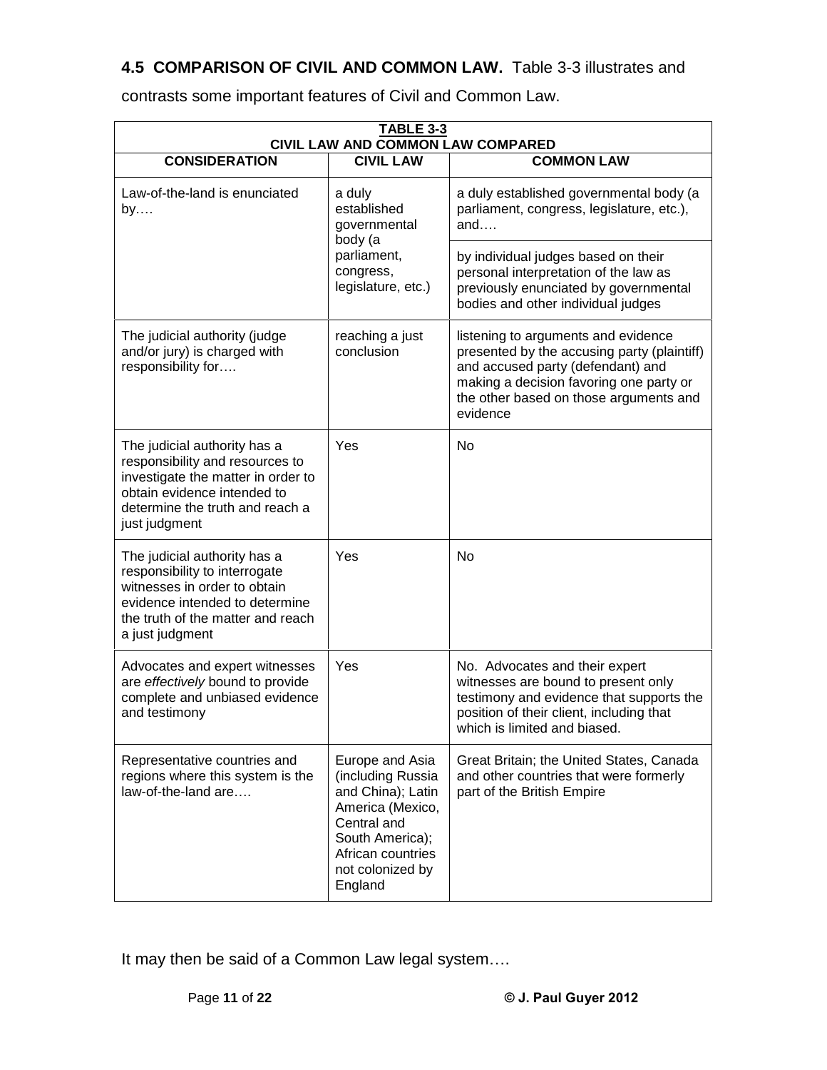**4.5 COMPARISON OF CIVIL AND COMMON LAW.** Table 3-3 illustrates and contrasts some important features of Civil and Common Law.

**TABLE 3-3**
**CIVIL LAW AND COMMON LAW COMPARED**

| CONSIDERATION | CIVIL LAW | COMMON LAW |
|---|---|---|
| Law-of-the-land is enunciated by…. | a duly established governmental body (a parliament, congress, legislature, etc.) | a duly established governmental body (a parliament, congress, legislature, etc.), and…. |
| | | by individual judges based on their personal interpretation of the law as previously enunciated by governmental bodies and other individual judges |
| The judicial authority (judge and/or jury) is charged with responsibility for…. | reaching a just conclusion | listening to arguments and evidence presented by the accusing party (plaintiff) and accused party (defendant) and making a decision favoring one party or the other based on those arguments and evidence |
| The judicial authority has a responsibility and resources to investigate the matter in order to obtain evidence intended to determine the truth and reach a just judgment | Yes | No |
| The judicial authority has a responsibility to interrogate witnesses in order to obtain evidence intended to determine the truth of the matter and reach a just judgment | Yes | No |
| Advocates and expert witnesses are *effectively* bound to provide complete and unbiased evidence and testimony | Yes | No. Advocates and their expert witnesses are bound to present only testimony and evidence that supports the position of their client, including that which is limited and biased. |
| Representative countries and regions where this system is the law-of-the-land are…. | Europe and Asia (including Russia and China); Latin America (Mexico, Central and South America); African countries not colonized by England | Great Britain; the United States, Canada and other countries that were formerly part of the British Empire |

It may then be said of a Common Law legal system….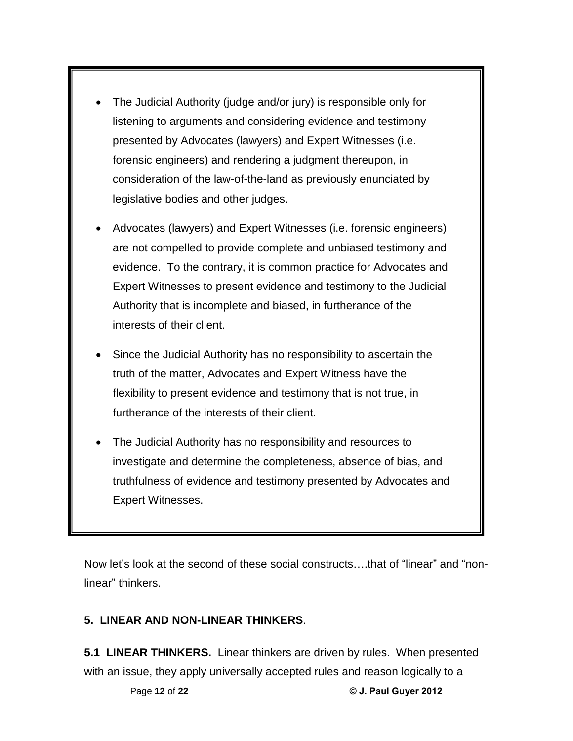- The Judicial Authority (judge and/or jury) is responsible only for listening to arguments and considering evidence and testimony presented by Advocates (lawyers) and Expert Witnesses (i.e. forensic engineers) and rendering a judgment thereupon, in consideration of the law-of-the-land as previously enunciated by legislative bodies and other judges.
- Advocates (lawyers) and Expert Witnesses (i.e. forensic engineers) are not compelled to provide complete and unbiased testimony and evidence. To the contrary, it is common practice for Advocates and Expert Witnesses to present evidence and testimony to the Judicial Authority that is incomplete and biased, in furtherance of the interests of their client.
- Since the Judicial Authority has no responsibility to ascertain the truth of the matter, Advocates and Expert Witness have the flexibility to present evidence and testimony that is not true, in furtherance of the interests of their client.
- The Judicial Authority has no responsibility and resources to investigate and determine the completeness, absence of bias, and truthfulness of evidence and testimony presented by Advocates and Expert Witnesses.

Now let's look at the second of these social constructs….that of "linear" and "non-linear" thinkers.

## 5. LINEAR AND NON-LINEAR THINKERS.

**5.1 LINEAR THINKERS.** Linear thinkers are driven by rules. When presented with an issue, they apply universally accepted rules and reason logically to a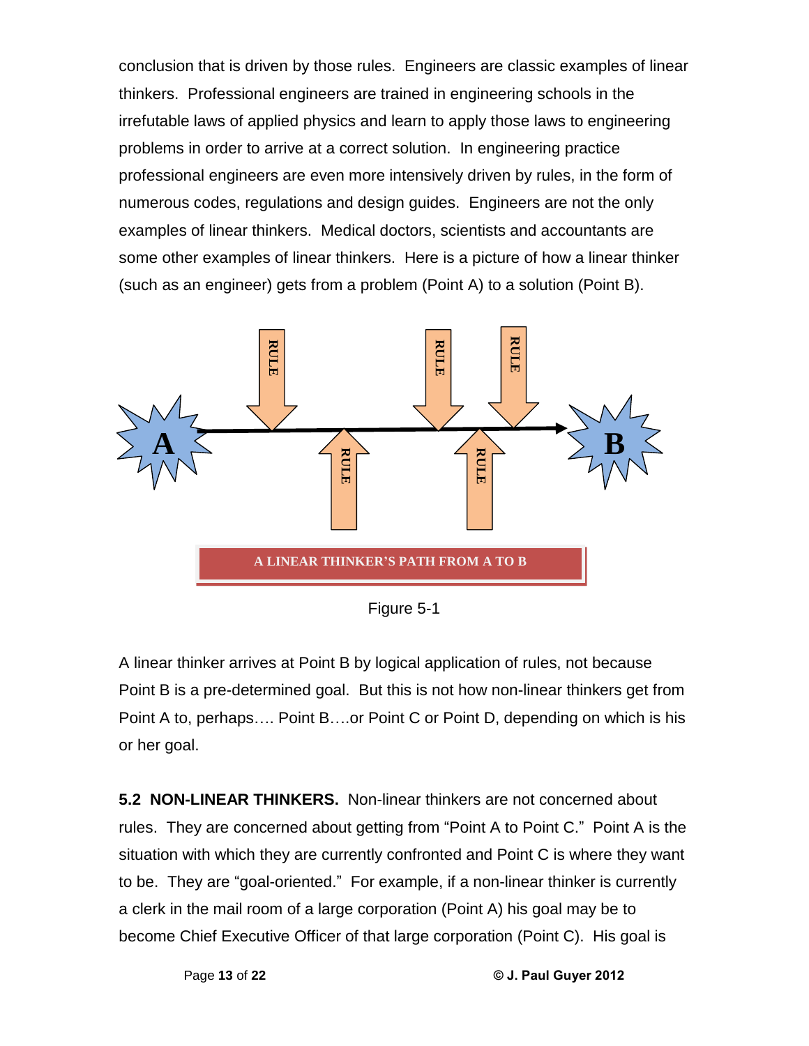conclusion that is driven by those rules. Engineers are classic examples of linear thinkers. Professional engineers are trained in engineering schools in the irrefutable laws of applied physics and learn to apply those laws to engineering problems in order to arrive at a correct solution. In engineering practice professional engineers are even more intensively driven by rules, in the form of numerous codes, regulations and design guides. Engineers are not the only examples of linear thinkers. Medical doctors, scientists and accountants are some other examples of linear thinkers. Here is a picture of how a linear thinker (such as an engineer) gets from a problem (Point A) to a solution (Point B).

A LINEAR THINKER'S PATH FROM A TO B

Figure 5-1

A linear thinker arrives at Point B by logical application of rules, not because Point B is a pre-determined goal. But this is not how non-linear thinkers get from Point A to, perhaps…. Point B….or Point C or Point D, depending on which is his or her goal.

**5.2 NON-LINEAR THINKERS.** Non-linear thinkers are not concerned about rules. They are concerned about getting from "Point A to Point C." Point A is the situation with which they are currently confronted and Point C is where they want to be. They are "goal-oriented." For example, if a non-linear thinker is currently a clerk in the mail room of a large corporation (Point A) his goal may be to become Chief Executive Officer of that large corporation (Point C). His goal is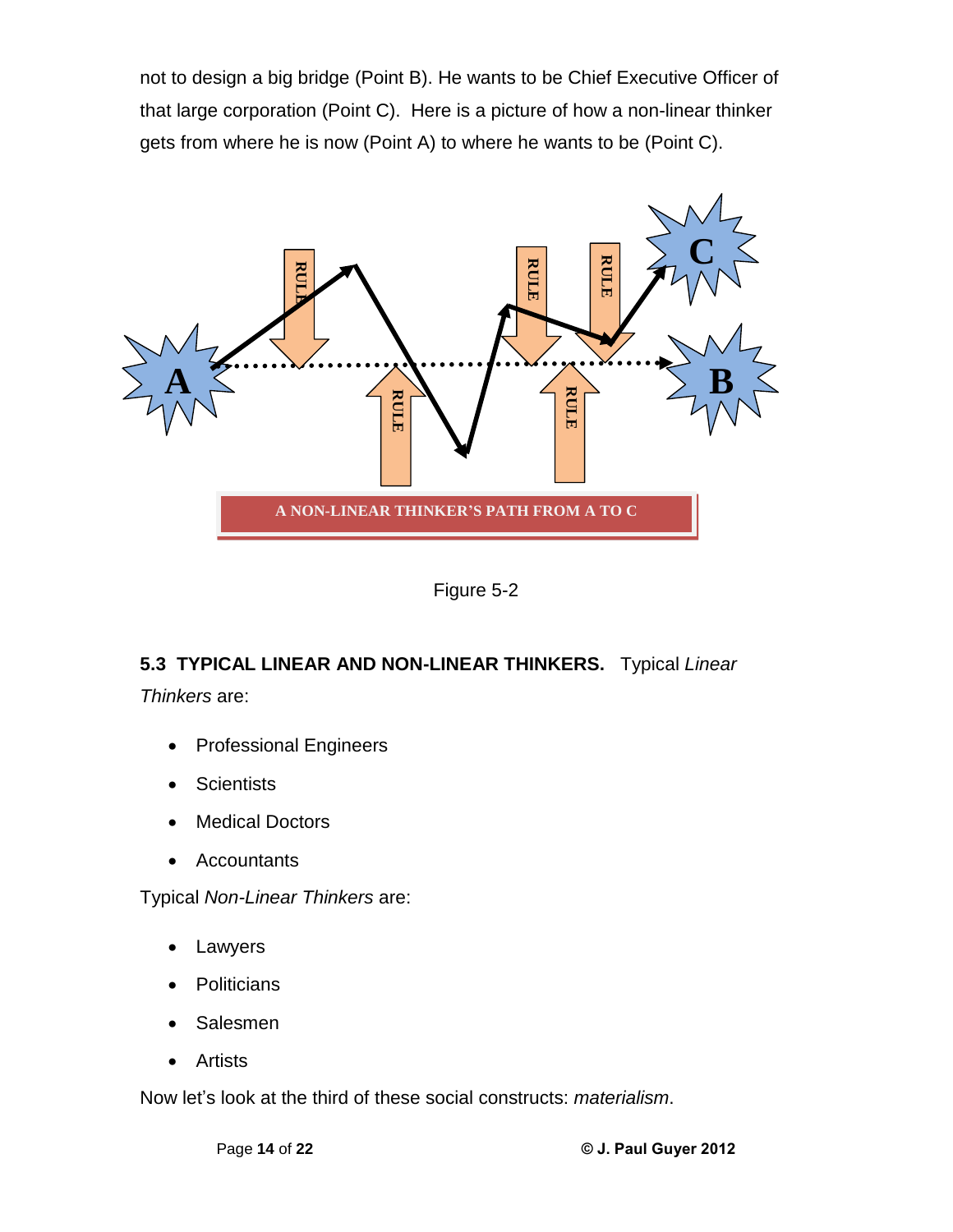not to design a big bridge (Point B). He wants to be Chief Executive Officer of that large corporation (Point C). Here is a picture of how a non-linear thinker gets from where he is now (Point A) to where he wants to be (Point C).

A NON-LINEAR THINKER'S PATH FROM A TO C

Figure 5-2

**5.3 TYPICAL LINEAR AND NON-LINEAR THINKERS.** Typical *Linear Thinkers* are:

- Professional Engineers
- Scientists
- Medical Doctors
- Accountants

Typical *Non-Linear Thinkers* are:

- Lawyers
- Politicians
- Salesmen
- Artists

Now let's look at the third of these social constructs: *materialism*.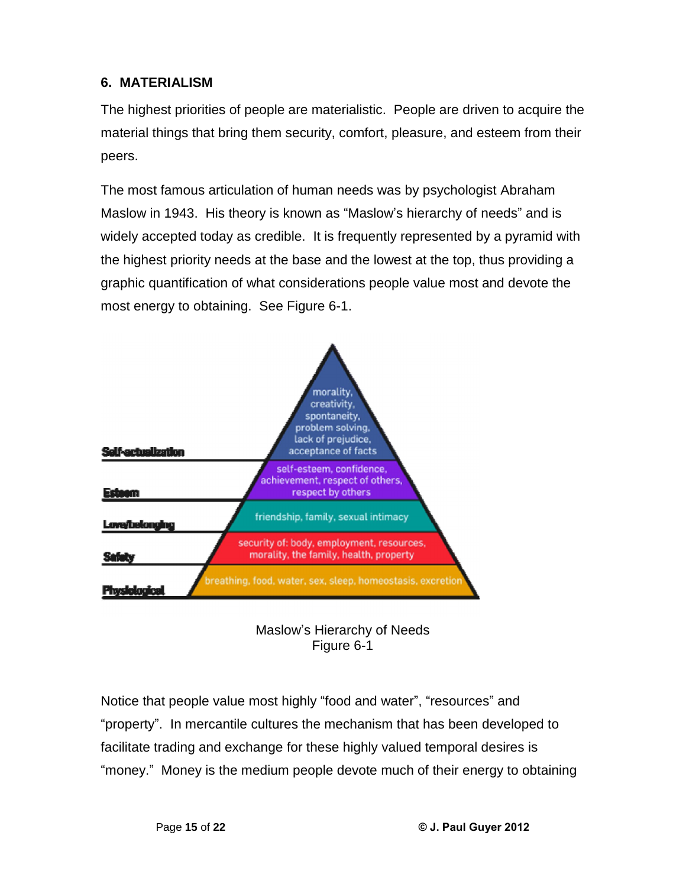## 6. MATERIALISM

The highest priorities of people are materialistic. People are driven to acquire the material things that bring them security, comfort, pleasure, and esteem from their peers.

The most famous articulation of human needs was by psychologist Abraham Maslow in 1943. His theory is known as "Maslow's hierarchy of needs" and is widely accepted today as credible. It is frequently represented by a pyramid with the highest priority needs at the base and the lowest at the top, thus providing a graphic quantification of what considerations people value most and devote the most energy to obtaining. See Figure 6-1.

| Level | Needs |
| --- | --- |
| Self-actualization | morality, creativity, spontaneity, problem solving, lack of prejudice, acceptance of facts |
| Esteem | self-esteem, confidence, achievement, respect of others, respect by others |
| Love/belonging | friendship, family, sexual intimacy |
| Safety | security of: body, employment, resources, morality, the family, health, property |
| Physiological | breathing, food, water, sex, sleep, homeostasis, excretion |

Maslow's Hierarchy of Needs
Figure 6-1

Notice that people value most highly "food and water", "resources" and "property". In mercantile cultures the mechanism that has been developed to facilitate trading and exchange for these highly valued temporal desires is "money." Money is the medium people devote much of their energy to obtaining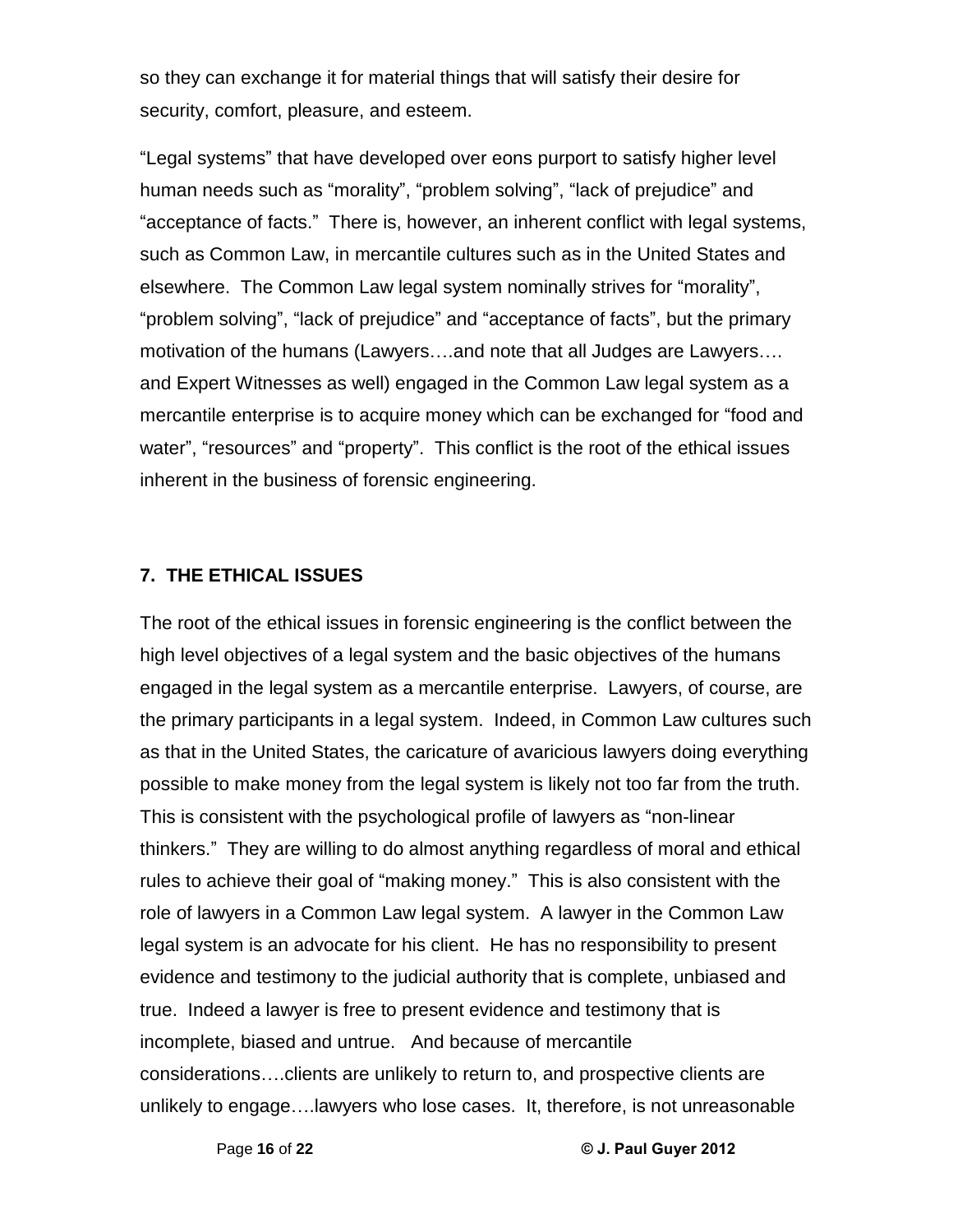so they can exchange it for material things that will satisfy their desire for security, comfort, pleasure, and esteem.

"Legal systems" that have developed over eons purport to satisfy higher level human needs such as "morality", "problem solving", "lack of prejudice" and "acceptance of facts." There is, however, an inherent conflict with legal systems, such as Common Law, in mercantile cultures such as in the United States and elsewhere. The Common Law legal system nominally strives for "morality", "problem solving", "lack of prejudice" and "acceptance of facts", but the primary motivation of the humans (Lawyers….and note that all Judges are Lawyers…. and Expert Witnesses as well) engaged in the Common Law legal system as a mercantile enterprise is to acquire money which can be exchanged for "food and water", "resources" and "property". This conflict is the root of the ethical issues inherent in the business of forensic engineering.

## 7. THE ETHICAL ISSUES

The root of the ethical issues in forensic engineering is the conflict between the high level objectives of a legal system and the basic objectives of the humans engaged in the legal system as a mercantile enterprise. Lawyers, of course, are the primary participants in a legal system. Indeed, in Common Law cultures such as that in the United States, the caricature of avaricious lawyers doing everything possible to make money from the legal system is likely not too far from the truth. This is consistent with the psychological profile of lawyers as "non-linear thinkers." They are willing to do almost anything regardless of moral and ethical rules to achieve their goal of "making money." This is also consistent with the role of lawyers in a Common Law legal system. A lawyer in the Common Law legal system is an advocate for his client. He has no responsibility to present evidence and testimony to the judicial authority that is complete, unbiased and true. Indeed a lawyer is free to present evidence and testimony that is incomplete, biased and untrue. And because of mercantile considerations….clients are unlikely to return to, and prospective clients are unlikely to engage….lawyers who lose cases. It, therefore, is not unreasonable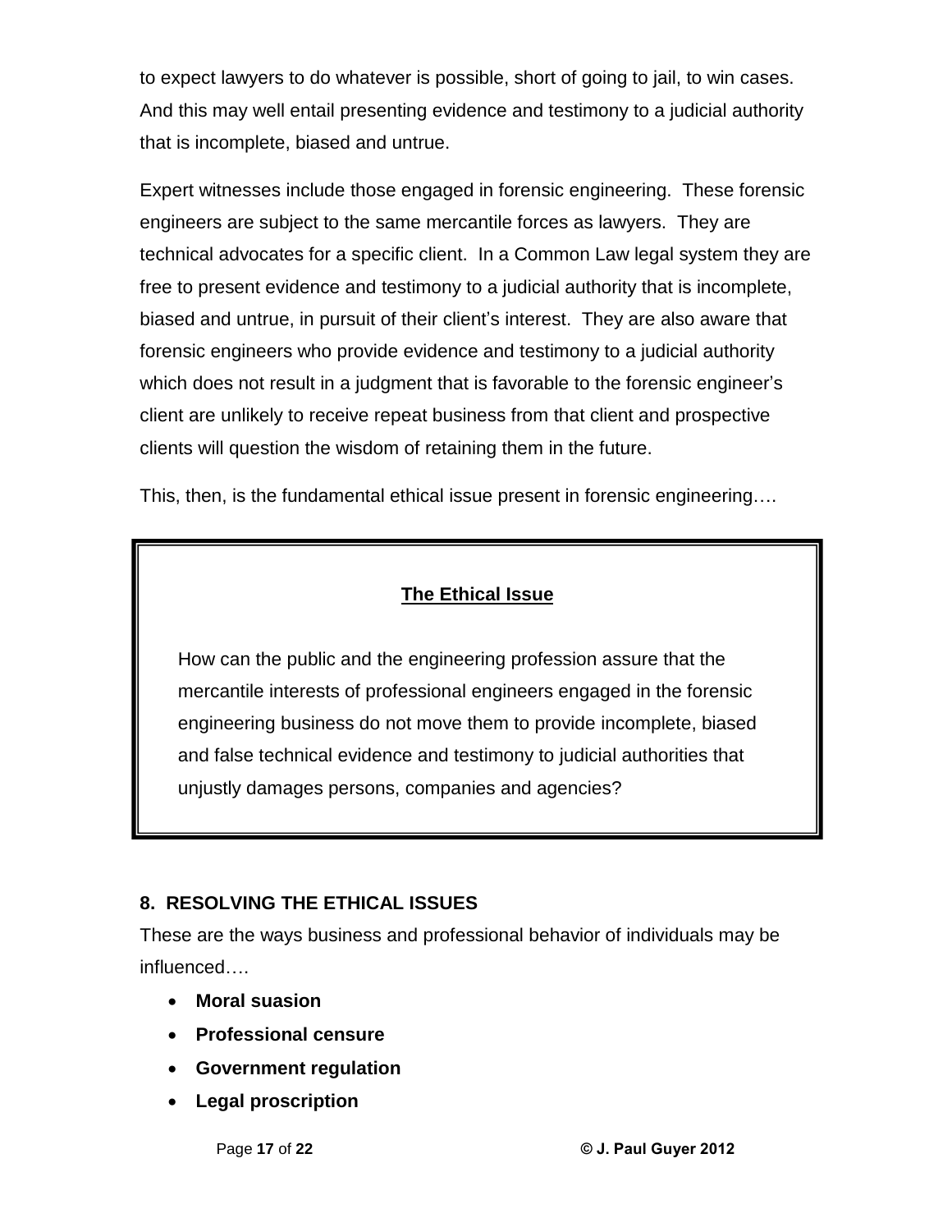to expect lawyers to do whatever is possible, short of going to jail, to win cases. And this may well entail presenting evidence and testimony to a judicial authority that is incomplete, biased and untrue.

Expert witnesses include those engaged in forensic engineering. These forensic engineers are subject to the same mercantile forces as lawyers. They are technical advocates for a specific client. In a Common Law legal system they are free to present evidence and testimony to a judicial authority that is incomplete, biased and untrue, in pursuit of their client's interest. They are also aware that forensic engineers who provide evidence and testimony to a judicial authority which does not result in a judgment that is favorable to the forensic engineer's client are unlikely to receive repeat business from that client and prospective clients will question the wisdom of retaining them in the future.

This, then, is the fundamental ethical issue present in forensic engineering….

**The Ethical Issue**

How can the public and the engineering profession assure that the mercantile interests of professional engineers engaged in the forensic engineering business do not move them to provide incomplete, biased and false technical evidence and testimony to judicial authorities that unjustly damages persons, companies and agencies?

## 8. RESOLVING THE ETHICAL ISSUES

These are the ways business and professional behavior of individuals may be influenced….

- **Moral suasion**
- **Professional censure**
- **Government regulation**
- **Legal proscription**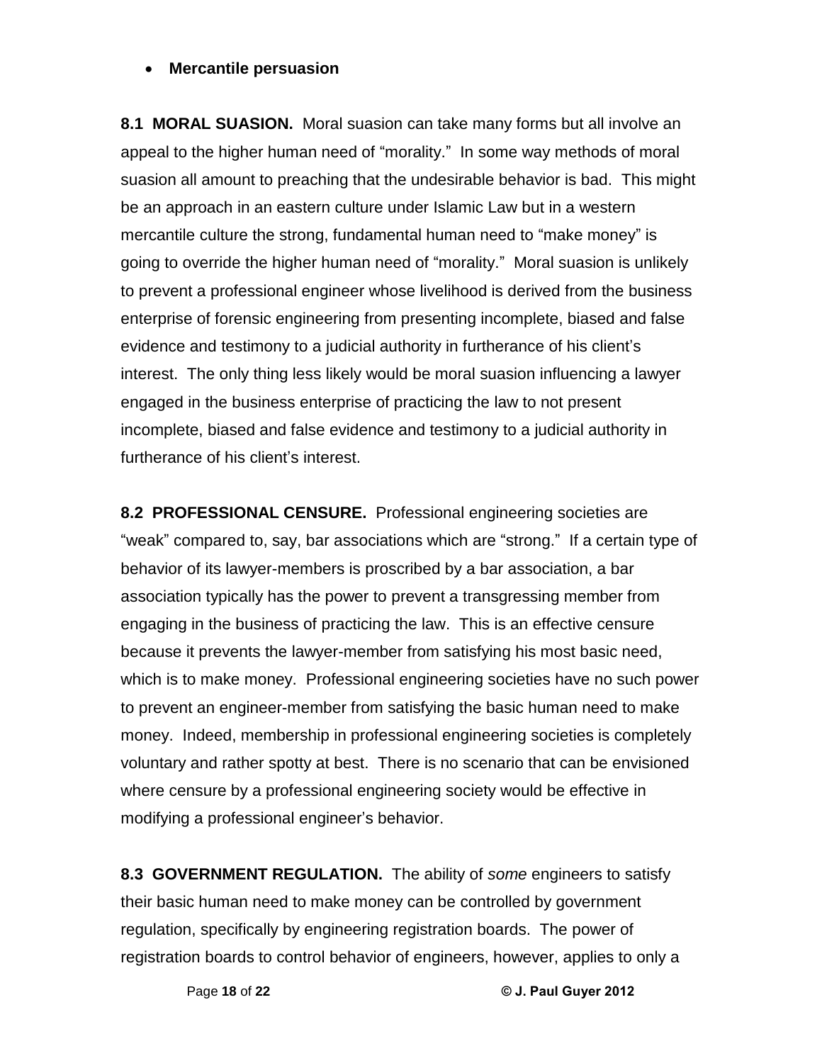- **Mercantile persuasion**

**8.1 MORAL SUASION.** Moral suasion can take many forms but all involve an appeal to the higher human need of "morality." In some way methods of moral suasion all amount to preaching that the undesirable behavior is bad. This might be an approach in an eastern culture under Islamic Law but in a western mercantile culture the strong, fundamental human need to "make money" is going to override the higher human need of "morality." Moral suasion is unlikely to prevent a professional engineer whose livelihood is derived from the business enterprise of forensic engineering from presenting incomplete, biased and false evidence and testimony to a judicial authority in furtherance of his client's interest. The only thing less likely would be moral suasion influencing a lawyer engaged in the business enterprise of practicing the law to not present incomplete, biased and false evidence and testimony to a judicial authority in furtherance of his client's interest.

**8.2 PROFESSIONAL CENSURE.** Professional engineering societies are "weak" compared to, say, bar associations which are "strong." If a certain type of behavior of its lawyer-members is proscribed by a bar association, a bar association typically has the power to prevent a transgressing member from engaging in the business of practicing the law. This is an effective censure because it prevents the lawyer-member from satisfying his most basic need, which is to make money. Professional engineering societies have no such power to prevent an engineer-member from satisfying the basic human need to make money. Indeed, membership in professional engineering societies is completely voluntary and rather spotty at best. There is no scenario that can be envisioned where censure by a professional engineering society would be effective in modifying a professional engineer's behavior.

**8.3 GOVERNMENT REGULATION.** The ability of *some* engineers to satisfy their basic human need to make money can be controlled by government regulation, specifically by engineering registration boards. The power of registration boards to control behavior of engineers, however, applies to only a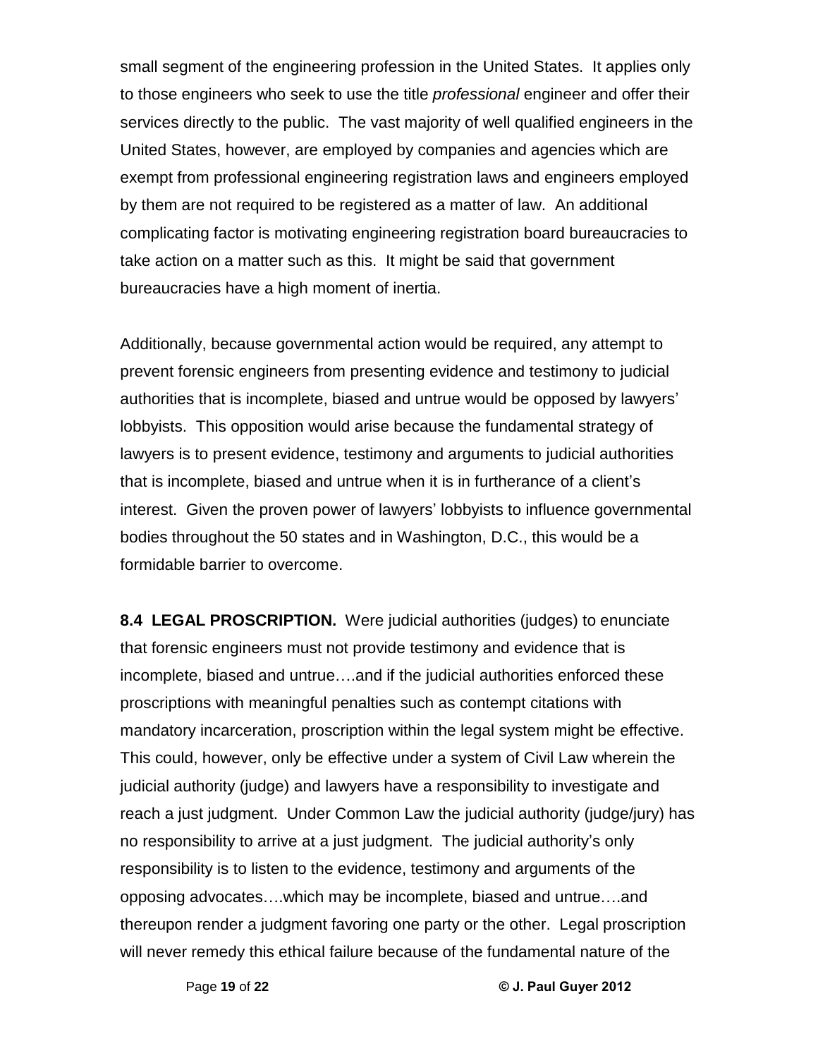small segment of the engineering profession in the United States. It applies only to those engineers who seek to use the title *professional* engineer and offer their services directly to the public. The vast majority of well qualified engineers in the United States, however, are employed by companies and agencies which are exempt from professional engineering registration laws and engineers employed by them are not required to be registered as a matter of law. An additional complicating factor is motivating engineering registration board bureaucracies to take action on a matter such as this. It might be said that government bureaucracies have a high moment of inertia.

Additionally, because governmental action would be required, any attempt to prevent forensic engineers from presenting evidence and testimony to judicial authorities that is incomplete, biased and untrue would be opposed by lawyers' lobbyists. This opposition would arise because the fundamental strategy of lawyers is to present evidence, testimony and arguments to judicial authorities that is incomplete, biased and untrue when it is in furtherance of a client's interest. Given the proven power of lawyers' lobbyists to influence governmental bodies throughout the 50 states and in Washington, D.C., this would be a formidable barrier to overcome.

**8.4 LEGAL PROSCRIPTION.** Were judicial authorities (judges) to enunciate that forensic engineers must not provide testimony and evidence that is incomplete, biased and untrue….and if the judicial authorities enforced these proscriptions with meaningful penalties such as contempt citations with mandatory incarceration, proscription within the legal system might be effective. This could, however, only be effective under a system of Civil Law wherein the judicial authority (judge) and lawyers have a responsibility to investigate and reach a just judgment. Under Common Law the judicial authority (judge/jury) has no responsibility to arrive at a just judgment. The judicial authority's only responsibility is to listen to the evidence, testimony and arguments of the opposing advocates….which may be incomplete, biased and untrue….and thereupon render a judgment favoring one party or the other. Legal proscription will never remedy this ethical failure because of the fundamental nature of the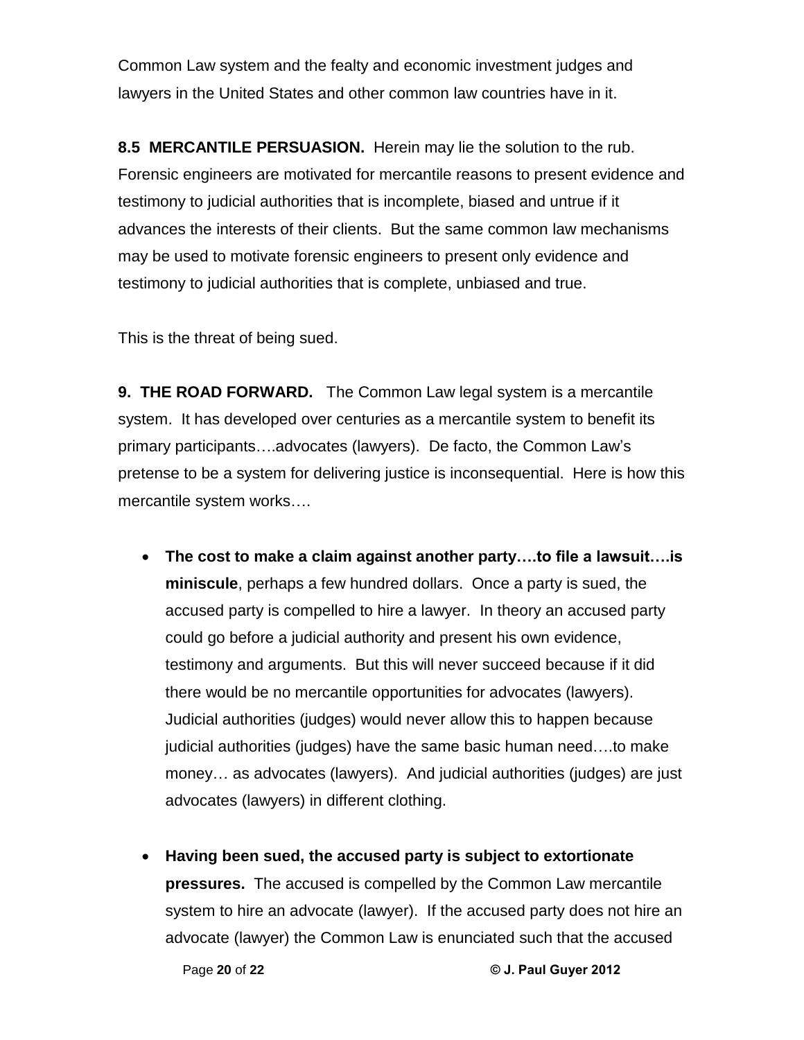Common Law system and the fealty and economic investment judges and lawyers in the United States and other common law countries have in it.

**8.5 MERCANTILE PERSUASION.** Herein may lie the solution to the rub. Forensic engineers are motivated for mercantile reasons to present evidence and testimony to judicial authorities that is incomplete, biased and untrue if it advances the interests of their clients. But the same common law mechanisms may be used to motivate forensic engineers to present only evidence and testimony to judicial authorities that is complete, unbiased and true.

This is the threat of being sued.

**9. THE ROAD FORWARD.** The Common Law legal system is a mercantile system. It has developed over centuries as a mercantile system to benefit its primary participants….advocates (lawyers). De facto, the Common Law's pretense to be a system for delivering justice is inconsequential. Here is how this mercantile system works….

- **The cost to make a claim against another party….to file a lawsuit….is miniscule**, perhaps a few hundred dollars. Once a party is sued, the accused party is compelled to hire a lawyer. In theory an accused party could go before a judicial authority and present his own evidence, testimony and arguments. But this will never succeed because if it did there would be no mercantile opportunities for advocates (lawyers). Judicial authorities (judges) would never allow this to happen because judicial authorities (judges) have the same basic human need….to make money… as advocates (lawyers). And judicial authorities (judges) are just advocates (lawyers) in different clothing.

- **Having been sued, the accused party is subject to extortionate pressures.** The accused is compelled by the Common Law mercantile system to hire an advocate (lawyer). If the accused party does not hire an advocate (lawyer) the Common Law is enunciated such that the accused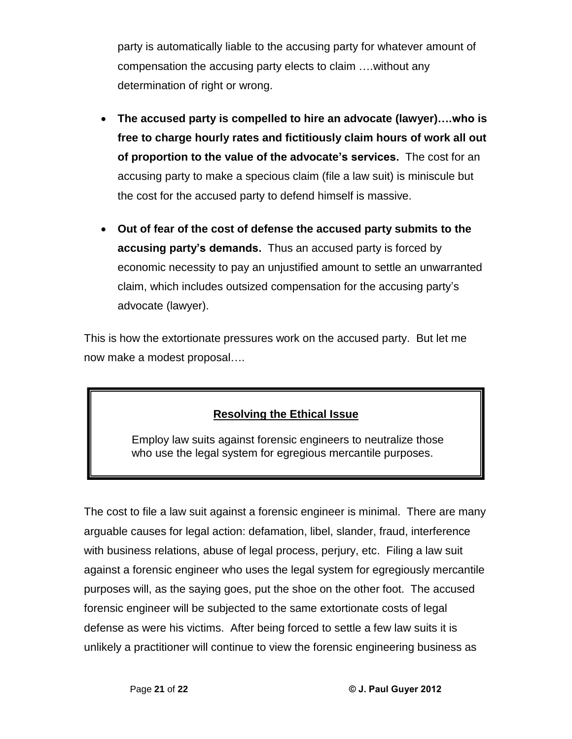party is automatically liable to the accusing party for whatever amount of compensation the accusing party elects to claim ….without any determination of right or wrong.

- **The accused party is compelled to hire an advocate (lawyer)….who is free to charge hourly rates and fictitiously claim hours of work all out of proportion to the value of the advocate's services.** The cost for an accusing party to make a specious claim (file a law suit) is miniscule but the cost for the accused party to defend himself is massive.

- **Out of fear of the cost of defense the accused party submits to the accusing party's demands.** Thus an accused party is forced by economic necessity to pay an unjustified amount to settle an unwarranted claim, which includes outsized compensation for the accusing party's advocate (lawyer).

This is how the extortionate pressures work on the accused party. But let me now make a modest proposal….

> **Resolving the Ethical Issue**
>
> Employ law suits against forensic engineers to neutralize those who use the legal system for egregious mercantile purposes.

The cost to file a law suit against a forensic engineer is minimal. There are many arguable causes for legal action: defamation, libel, slander, fraud, interference with business relations, abuse of legal process, perjury, etc. Filing a law suit against a forensic engineer who uses the legal system for egregiously mercantile purposes will, as the saying goes, put the shoe on the other foot. The accused forensic engineer will be subjected to the same extortionate costs of legal defense as were his victims. After being forced to settle a few law suits it is unlikely a practitioner will continue to view the forensic engineering business as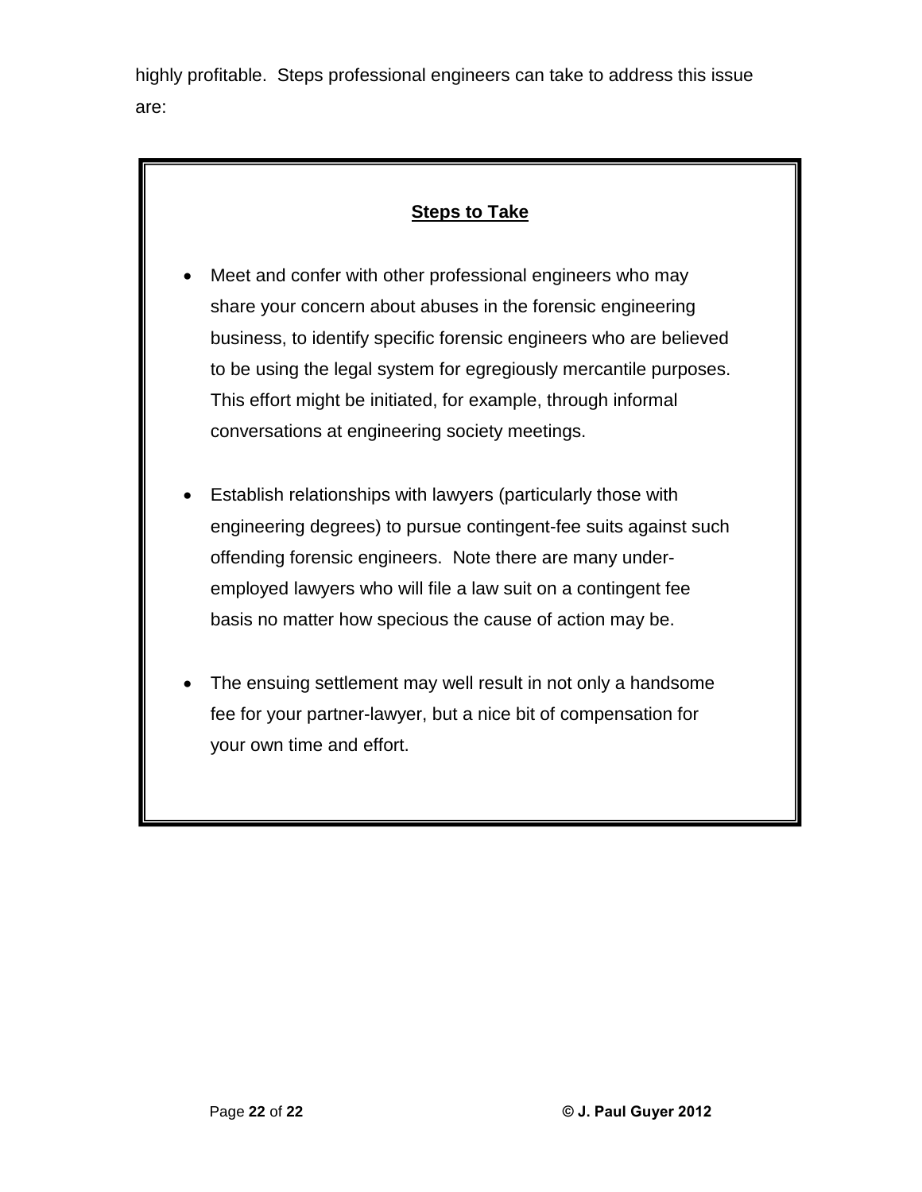highly profitable. Steps professional engineers can take to address this issue are:

**Steps to Take**

- Meet and confer with other professional engineers who may share your concern about abuses in the forensic engineering business, to identify specific forensic engineers who are believed to be using the legal system for egregiously mercantile purposes. This effort might be initiated, for example, through informal conversations at engineering society meetings.

- Establish relationships with lawyers (particularly those with engineering degrees) to pursue contingent-fee suits against such offending forensic engineers. Note there are many under-employed lawyers who will file a law suit on a contingent fee basis no matter how specious the cause of action may be.

- The ensuing settlement may well result in not only a handsome fee for your partner-lawyer, but a nice bit of compensation for your own time and effort.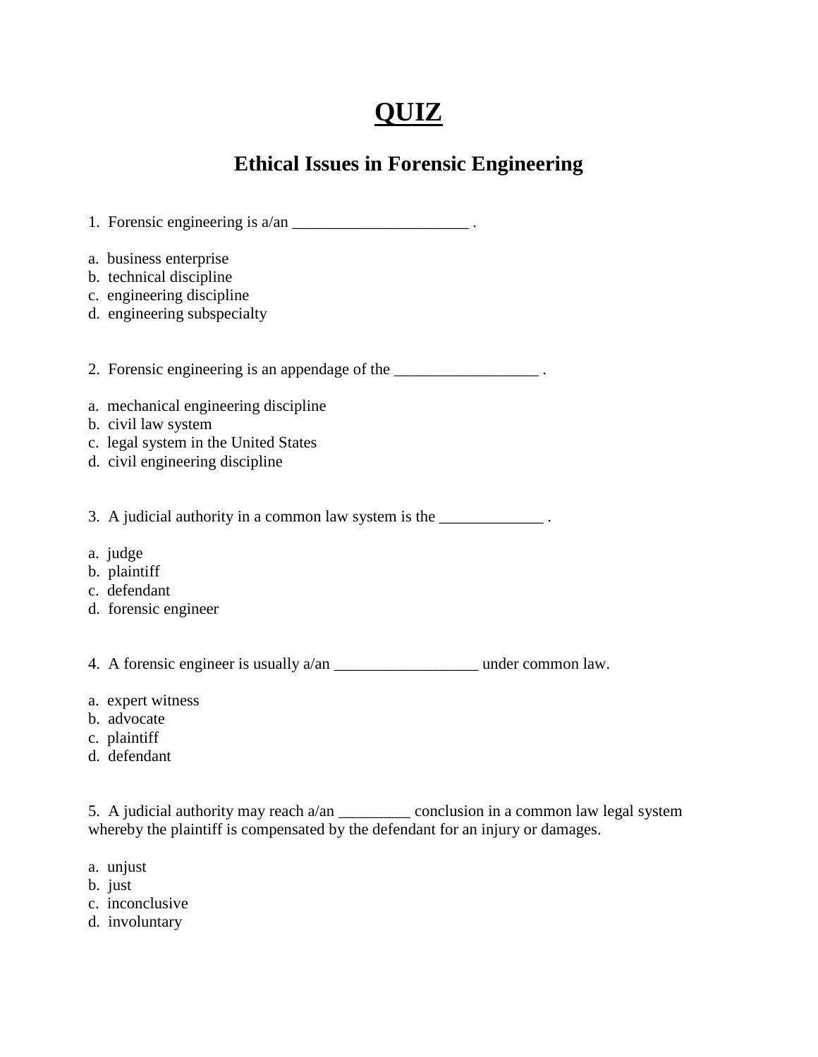# QUIZ

## Ethical Issues in Forensic Engineering

1. Forensic engineering is a/an ______________________ .

a. business enterprise
b. technical discipline
c. engineering discipline
d. engineering subspecialty

2. Forensic engineering is an appendage of the __________________ .

a. mechanical engineering discipline
b. civil law system
c. legal system in the United States
d. civil engineering discipline

3. A judicial authority in a common law system is the _____________ .

a. judge
b. plaintiff
c. defendant
d. forensic engineer

4. A forensic engineer is usually a/an __________________ under common law.

a. expert witness
b. advocate
c. plaintiff
d. defendant

5. A judicial authority may reach a/an _________ conclusion in a common law legal system whereby the plaintiff is compensated by the defendant for an injury or damages.

a. unjust
b. just
c. inconclusive
d. involuntary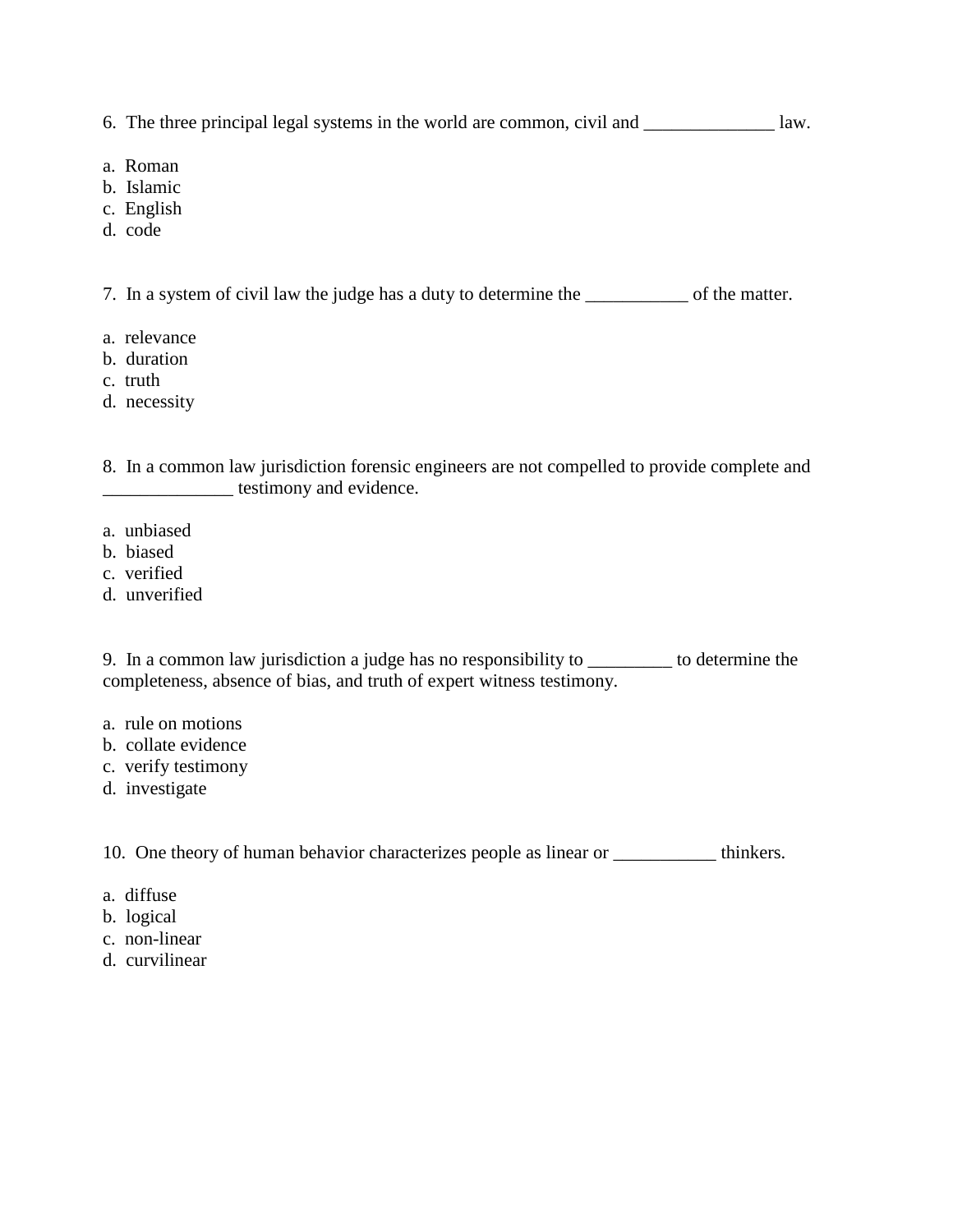6. The three principal legal systems in the world are common, civil and ______________ law.

a. Roman
b. Islamic
c. English
d. code

7. In a system of civil law the judge has a duty to determine the ___________ of the matter.

a. relevance
b. duration
c. truth
d. necessity

8. In a common law jurisdiction forensic engineers are not compelled to provide complete and ______________ testimony and evidence.

a. unbiased
b. biased
c. verified
d. unverified

9. In a common law jurisdiction a judge has no responsibility to _________ to determine the completeness, absence of bias, and truth of expert witness testimony.

a. rule on motions
b. collate evidence
c. verify testimony
d. investigate

10. One theory of human behavior characterizes people as linear or ___________ thinkers.

a. diffuse
b. logical
c. non-linear
d. curvilinear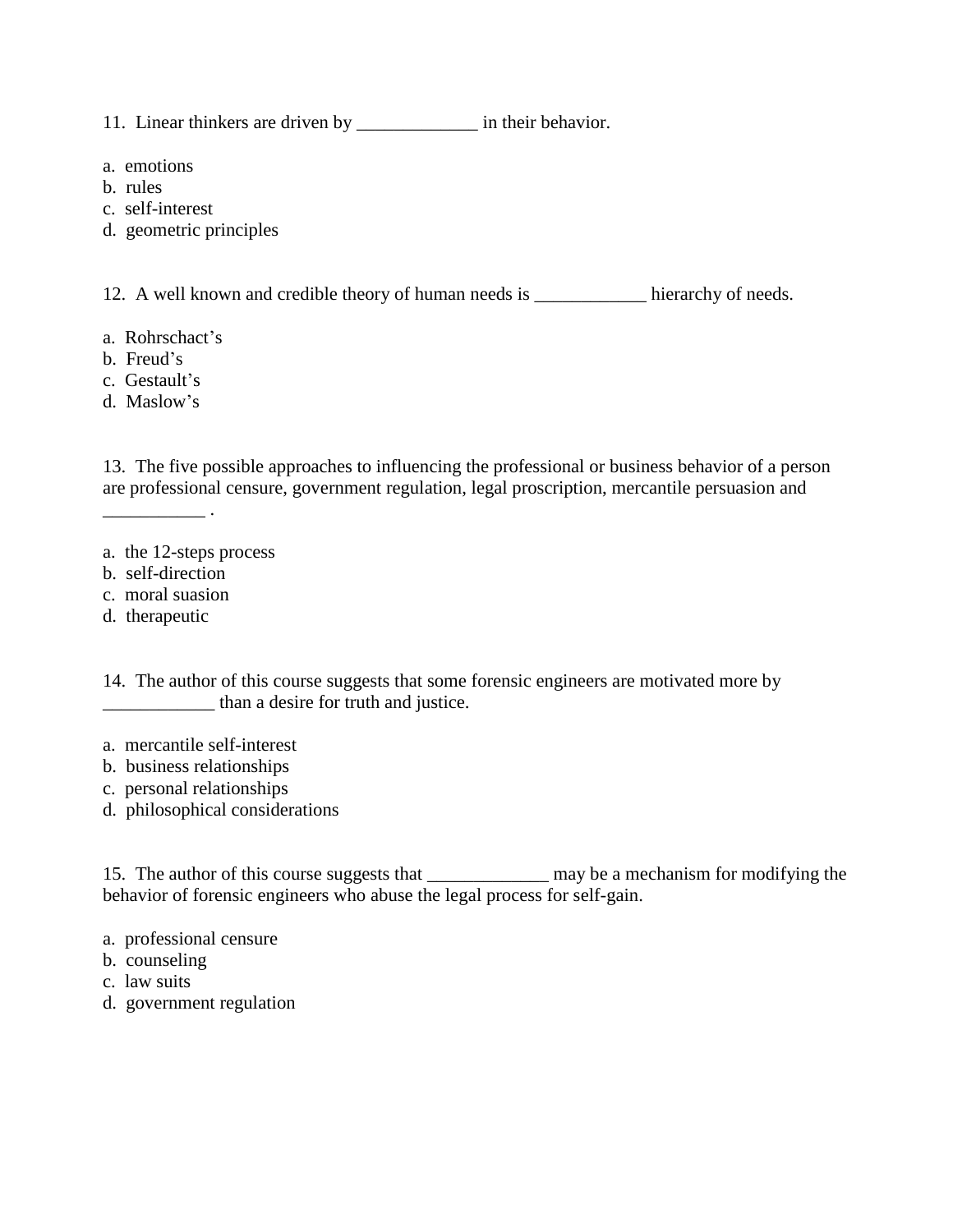11. Linear thinkers are driven by _____________ in their behavior.

a. emotions
b. rules
c. self-interest
d. geometric principles

12. A well known and credible theory of human needs is ____________ hierarchy of needs.

a. Rohrschact's
b. Freud's
c. Gestault's
d. Maslow's

13. The five possible approaches to influencing the professional or business behavior of a person are professional censure, government regulation, legal proscription, mercantile persuasion and ___________ .

a. the 12-steps process
b. self-direction
c. moral suasion
d. therapeutic

14. The author of this course suggests that some forensic engineers are motivated more by ____________ than a desire for truth and justice.

a. mercantile self-interest
b. business relationships
c. personal relationships
d. philosophical considerations

15. The author of this course suggests that _____________ may be a mechanism for modifying the behavior of forensic engineers who abuse the legal process for self-gain.

a. professional censure
b. counseling
c. law suits
d. government regulation